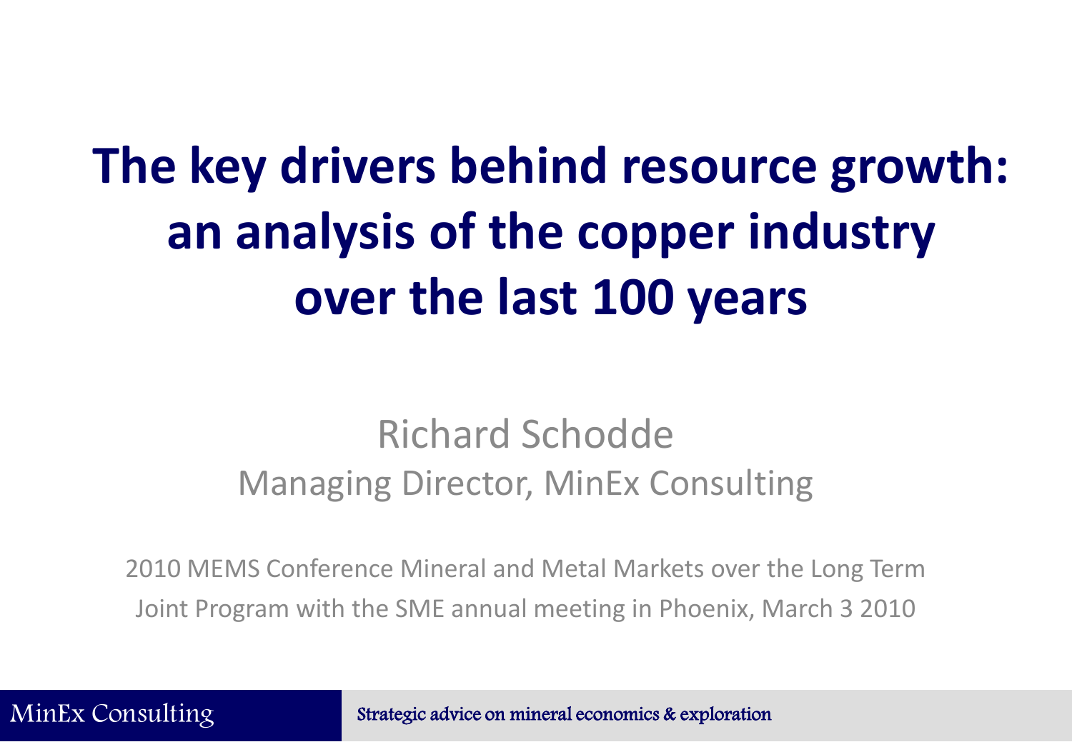# The key drivers behind resource growth: an analysis of the copper industry over the last 100 years

Richard Schodde

Managing Director, MinEx Consulting

2010 MEMS Conference Mineral and Metal Markets over the Long Term

Joint Program with the SME annual meeting in Phoenix, March 3 2010

MinEx Consulting

Strategic advice on mineral economics & exploration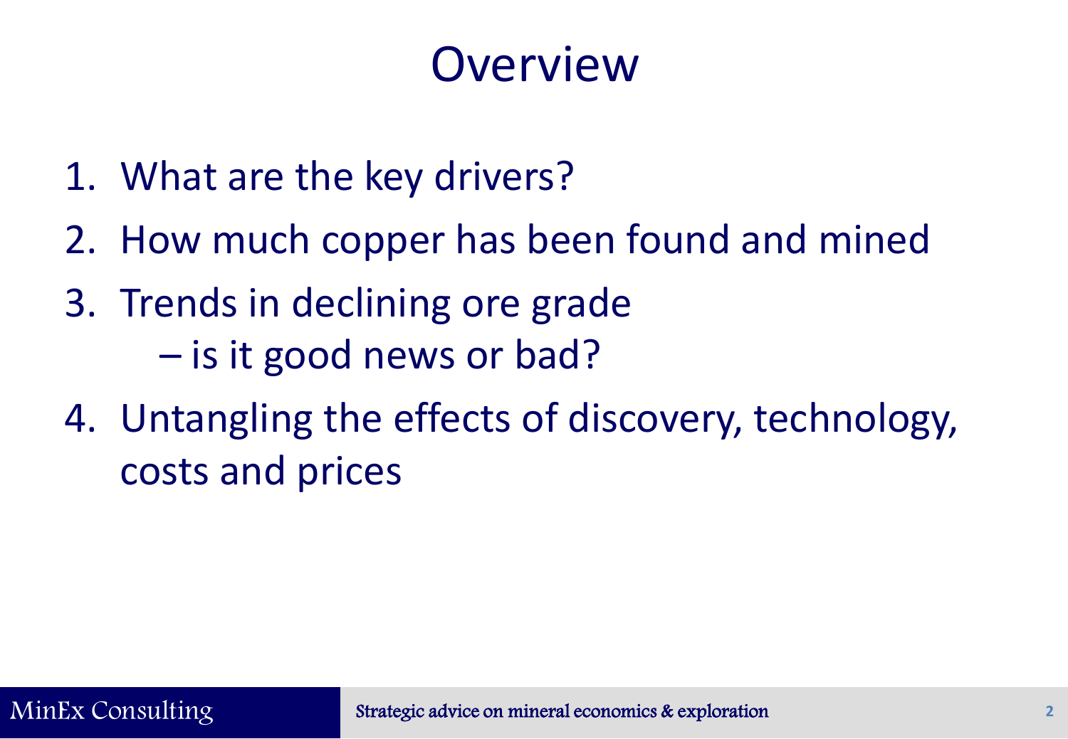# Overview

1. What are the key drivers?
2. How much copper has been found and mined
3. Trends in declining ore grade
   – is it good news or bad?
4. Untangling the effects of discovery, technology, costs and prices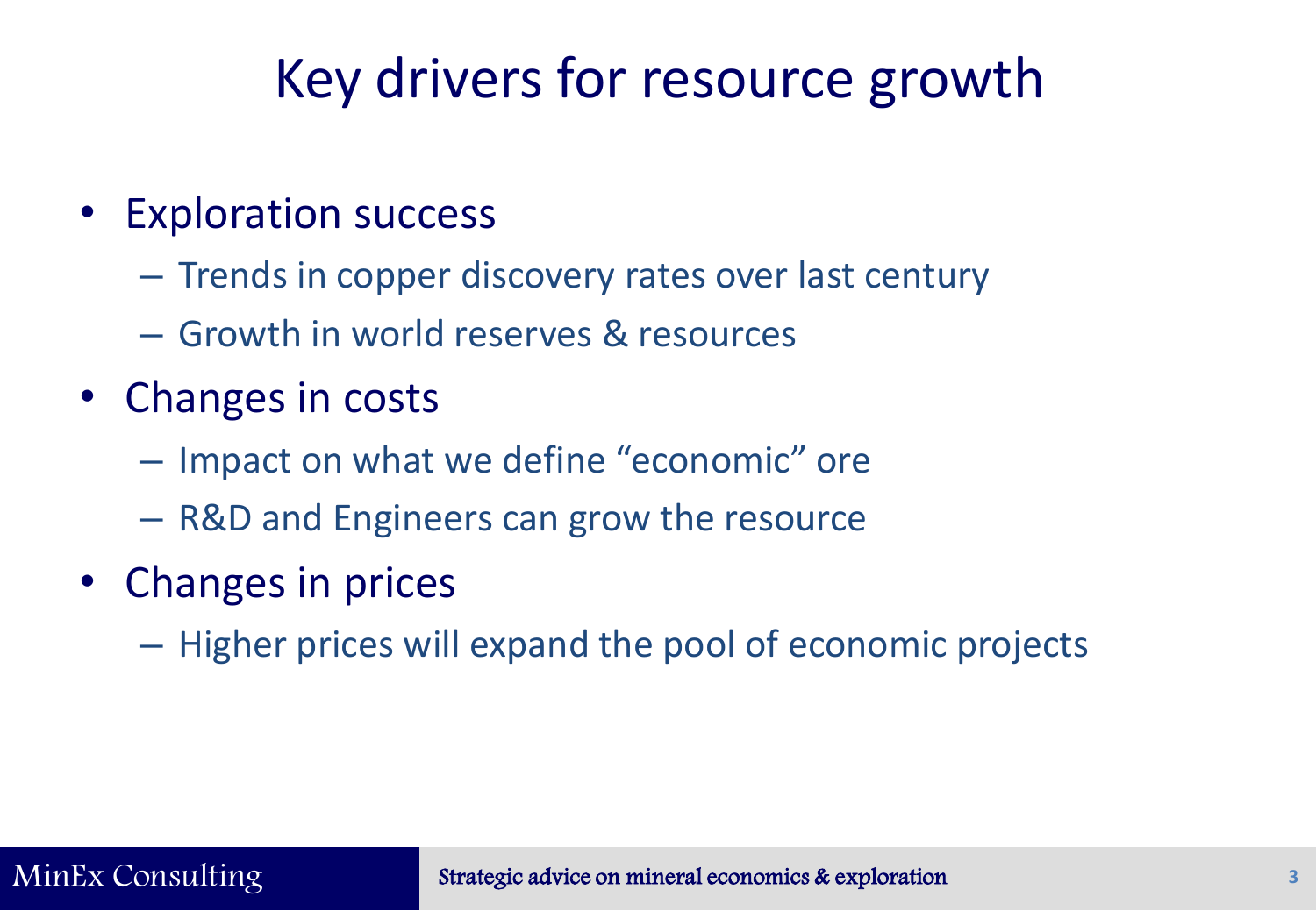# Key drivers for resource growth

- Exploration success
  - Trends in copper discovery rates over last century
  - Growth in world reserves & resources
- Changes in costs
  - Impact on what we define “economic” ore
  - R&D and Engineers can grow the resource
- Changes in prices
  - Higher prices will expand the pool of economic projects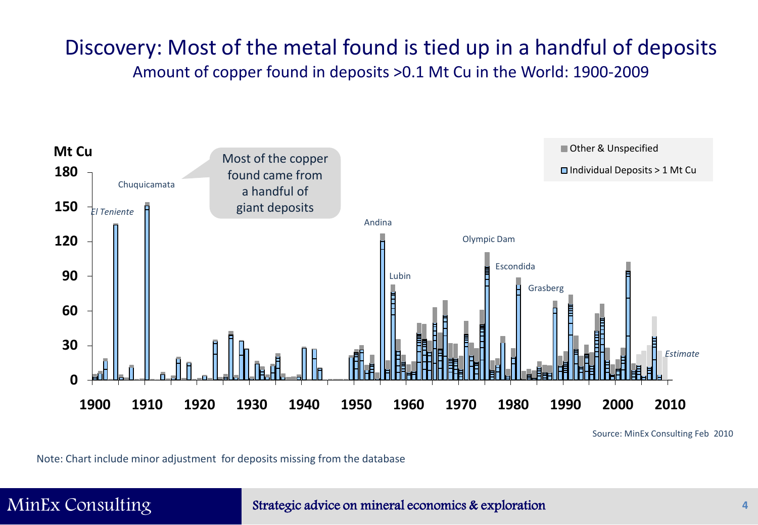# Discovery: Most of the metal found is tied up in a handful of deposits

Amount of copper found in deposits >0.1 Mt Cu in the World: 1900-2009

Mt Cu

Most of the copper found came from a handful of giant deposits

Other & Unspecified

Individual Deposits > 1 Mt Cu

El Teniente, Chuquicamata, Andina, Lubin, Olympic Dam, Escondida, Grasberg, *Estimate*

Source: MinEx Consulting Feb 2010

Note: Chart include minor adjustment for deposits missing from the database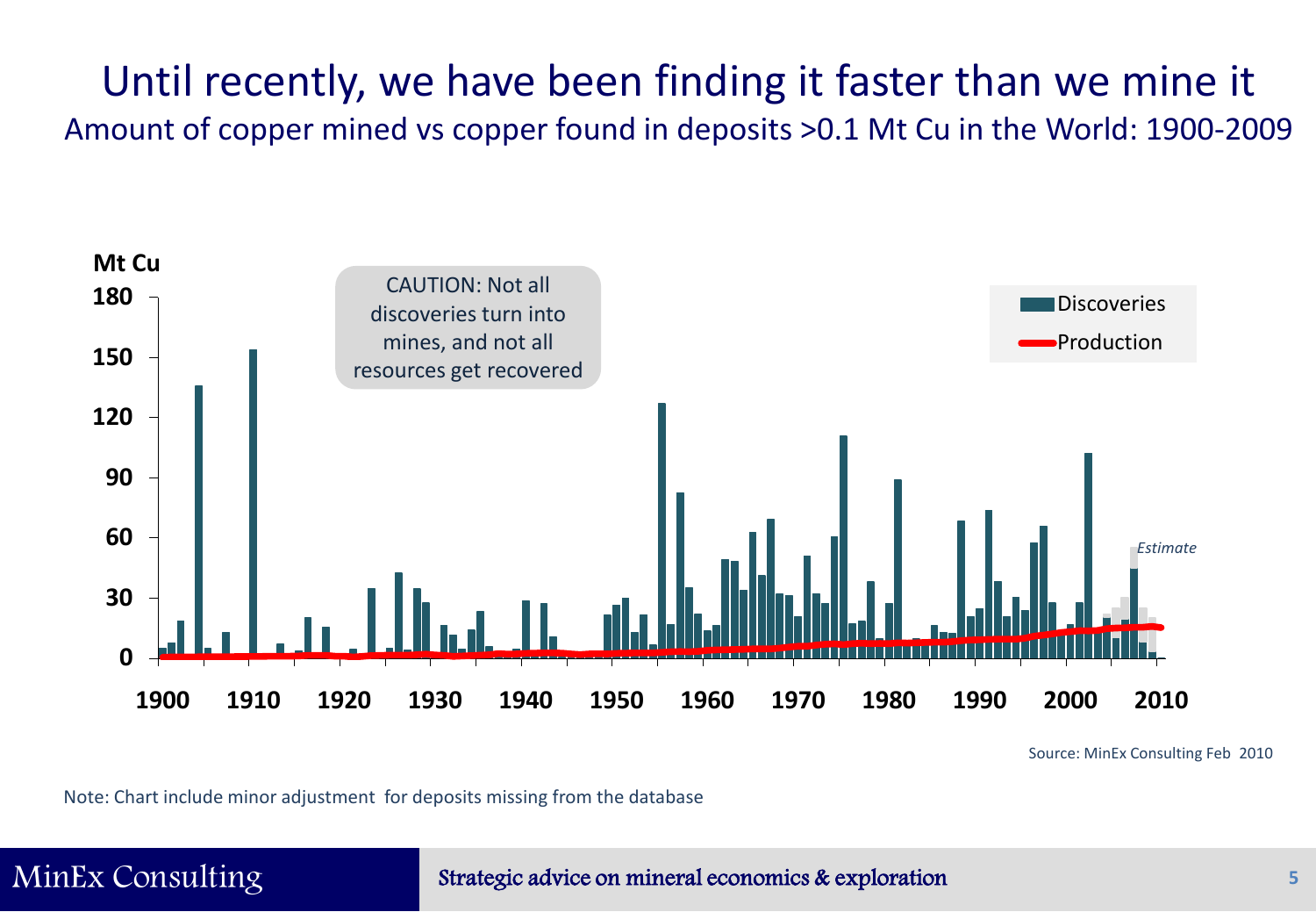# Until recently, we have been finding it faster than we mine it

Amount of copper mined vs copper found in deposits >0.1 Mt Cu in the World: 1900-2009

Mt Cu

180
150
120
90
60
30
0

1900 1910 1920 1930 1940 1950 1960 1970 1980 1990 2000 2010

CAUTION: Not all discoveries turn into mines, and not all resources get recovered

Discoveries

Production

*Estimate*

Source: MinEx Consulting Feb 2010

Note: Chart include minor adjustment for deposits missing from the database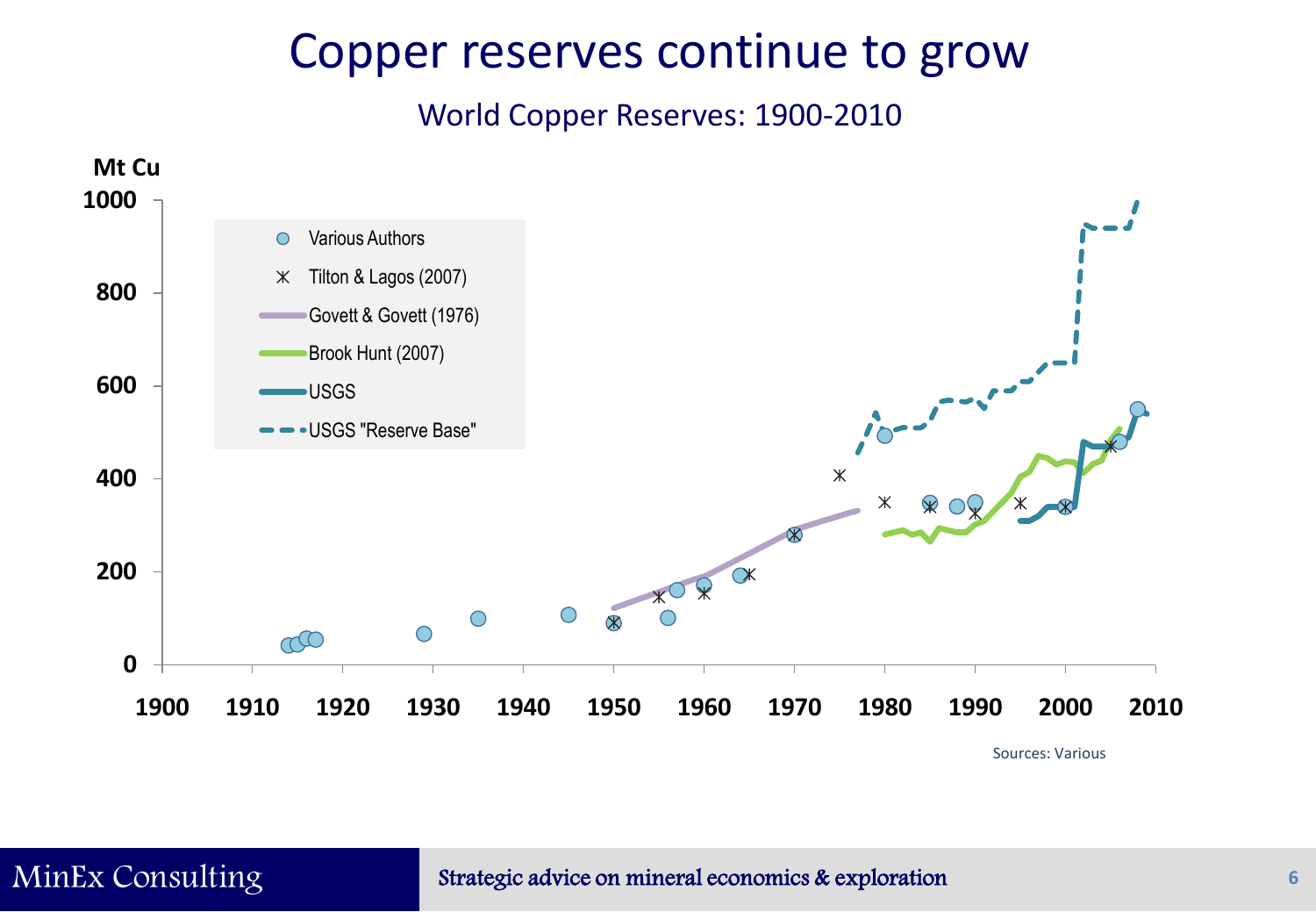# Copper reserves continue to grow

World Copper Reserves: 1900-2010

Mt Cu

- Various Authors
- Tilton & Lagos (2007)
- Govett & Govett (1976)
- Brook Hunt (2007)
- USGS
- USGS "Reserve Base"

Sources: Various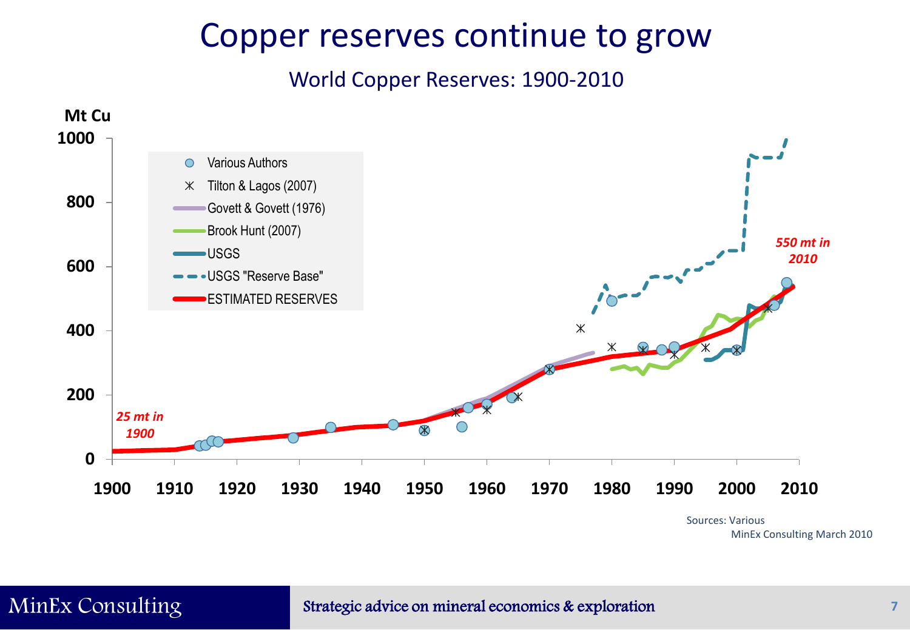# Copper reserves continue to grow

World Copper Reserves: 1900-2010

Sources: Various

MinEx Consulting March 2010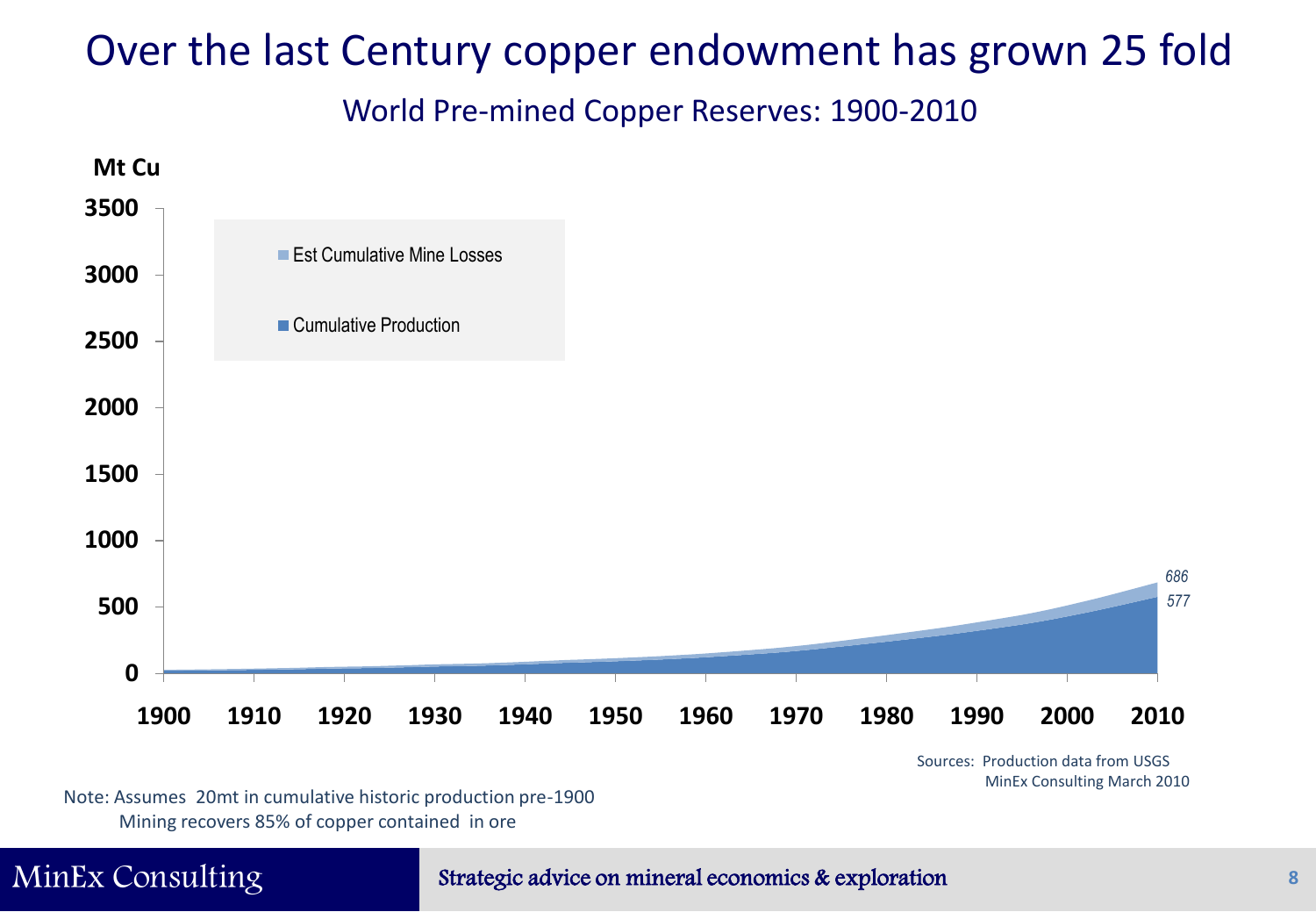# Over the last Century copper endowment has grown 25 fold

## World Pre-mined Copper Reserves: 1900-2010

Mt Cu

- Est Cumulative Mine Losses
- Cumulative Production

686

577

Sources: Production data from USGS
MinEx Consulting March 2010

Note: Assumes 20mt in cumulative historic production pre-1900
Mining recovers 85% of copper contained in ore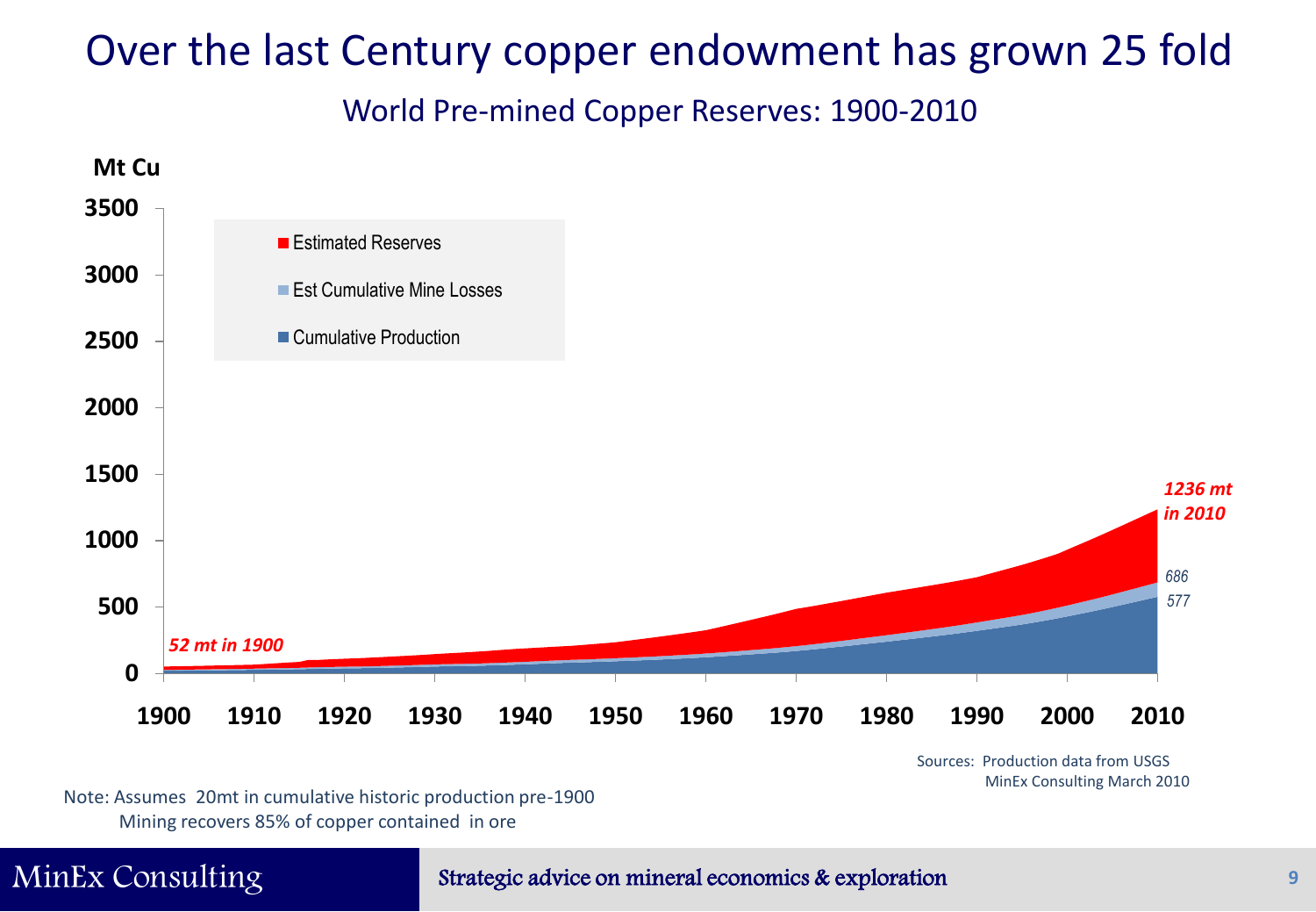# Over the last Century copper endowment has grown 25 fold

World Pre-mined Copper Reserves: 1900-2010

Mt Cu

- Estimated Reserves
- Est Cumulative Mine Losses
- Cumulative Production

*52 mt in 1900*

*1236 mt in 2010*

686

577

Sources: Production data from USGS
MinEx Consulting March 2010

Note: Assumes 20mt in cumulative historic production pre-1900
Mining recovers 85% of copper contained in ore

MinEx Consulting

Strategic advice on mineral economics & exploration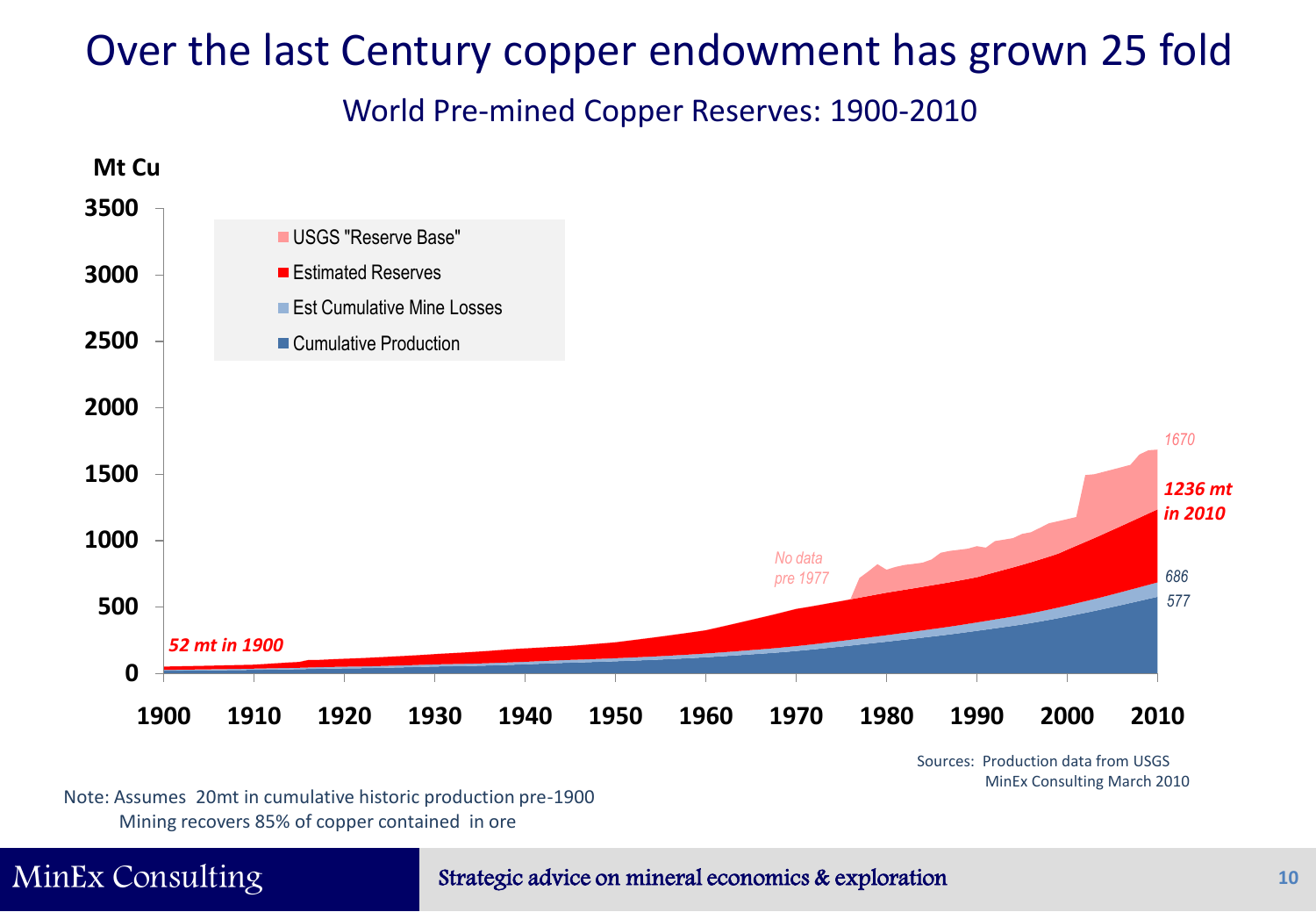# Over the last Century copper endowment has grown 25 fold

## World Pre-mined Copper Reserves: 1900-2010

Mt Cu

- USGS "Reserve Base"
- Estimated Reserves
- Est Cumulative Mine Losses
- Cumulative Production

*52 mt in 1900*

*No data pre 1977*

*1670*

***1236 mt in 2010***

*686*

*577*

Sources: Production data from USGS
MinEx Consulting March 2010

Note: Assumes 20mt in cumulative historic production pre-1900
Mining recovers 85% of copper contained in ore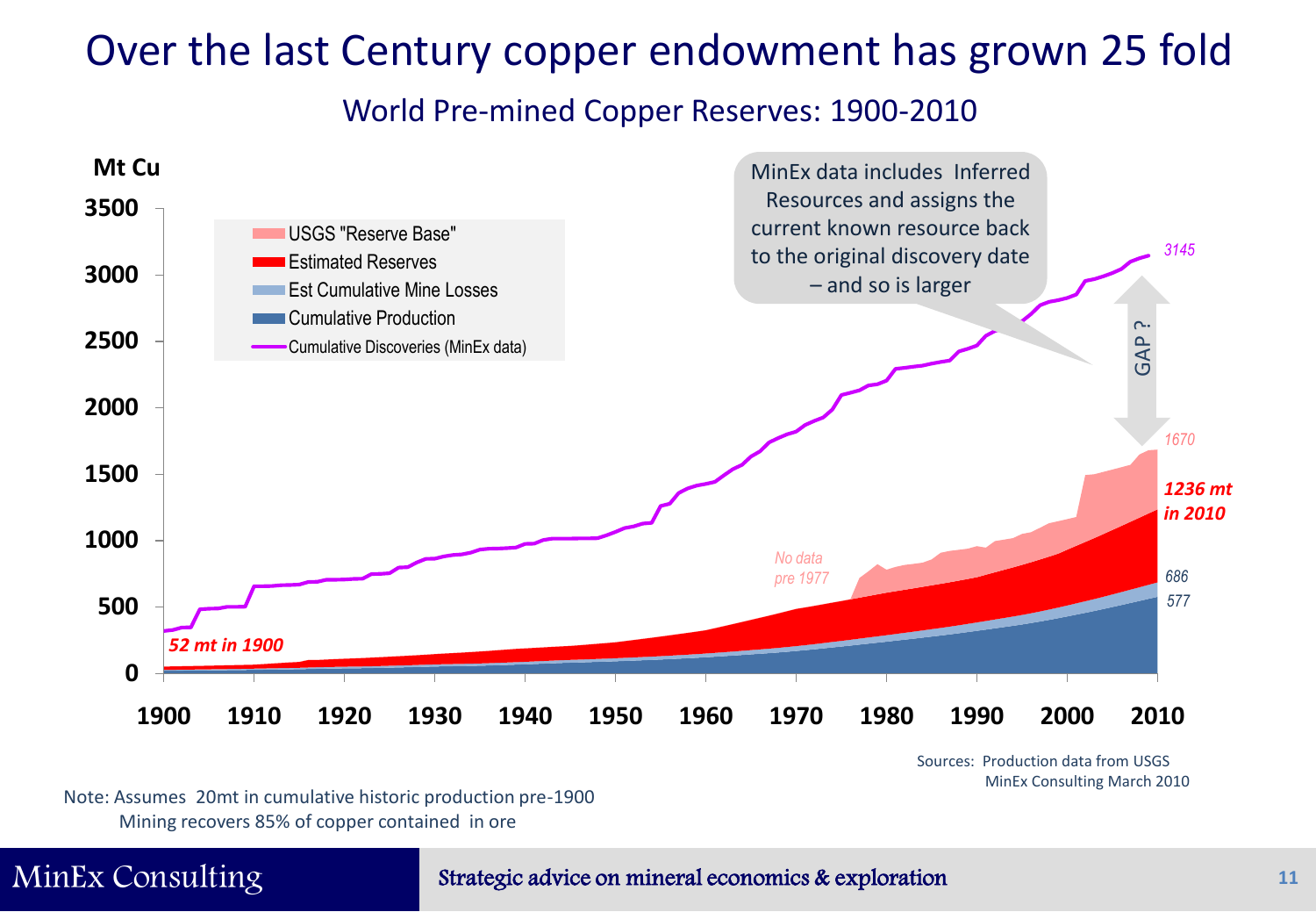# Over the last Century copper endowment has grown 25 fold

## World Pre-mined Copper Reserves: 1900-2010

Mt Cu

- USGS "Reserve Base"
- Estimated Reserves
- Est Cumulative Mine Losses
- Cumulative Production
- Cumulative Discoveries (MinEx data)

MinEx data includes Inferred Resources and assigns the current known resource back to the original discovery date – and so is larger

*52 mt in 1900*

*No data pre 1977*

GAP ?

*3145*

*1670*

***1236 mt in 2010***

*686*

*577*

Sources: Production data from USGS
MinEx Consulting March 2010

Note: Assumes 20mt in cumulative historic production pre-1900
Mining recovers 85% of copper contained in ore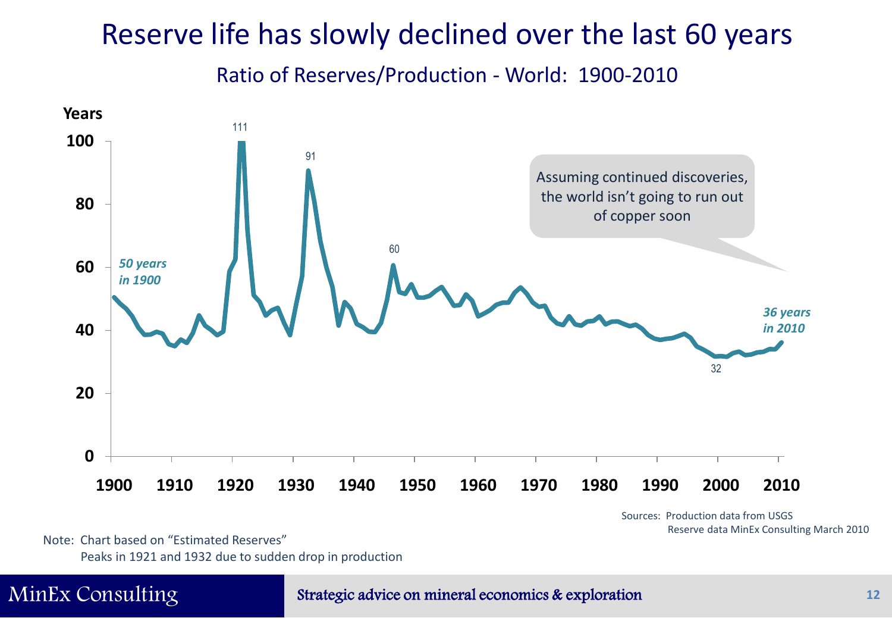# Reserve life has slowly declined over the last 60 years

## Ratio of Reserves/Production - World: 1900-2010

Years

*50 years in 1900*

111

91

60

32

*36 years in 2010*

Assuming continued discoveries, the world isn't going to run out of copper soon

Sources: Production data from USGS
Reserve data MinEx Consulting March 2010

Note: Chart based on "Estimated Reserves"
Peaks in 1921 and 1932 due to sudden drop in production

MinEx Consulting — Strategic advice on mineral economics & exploration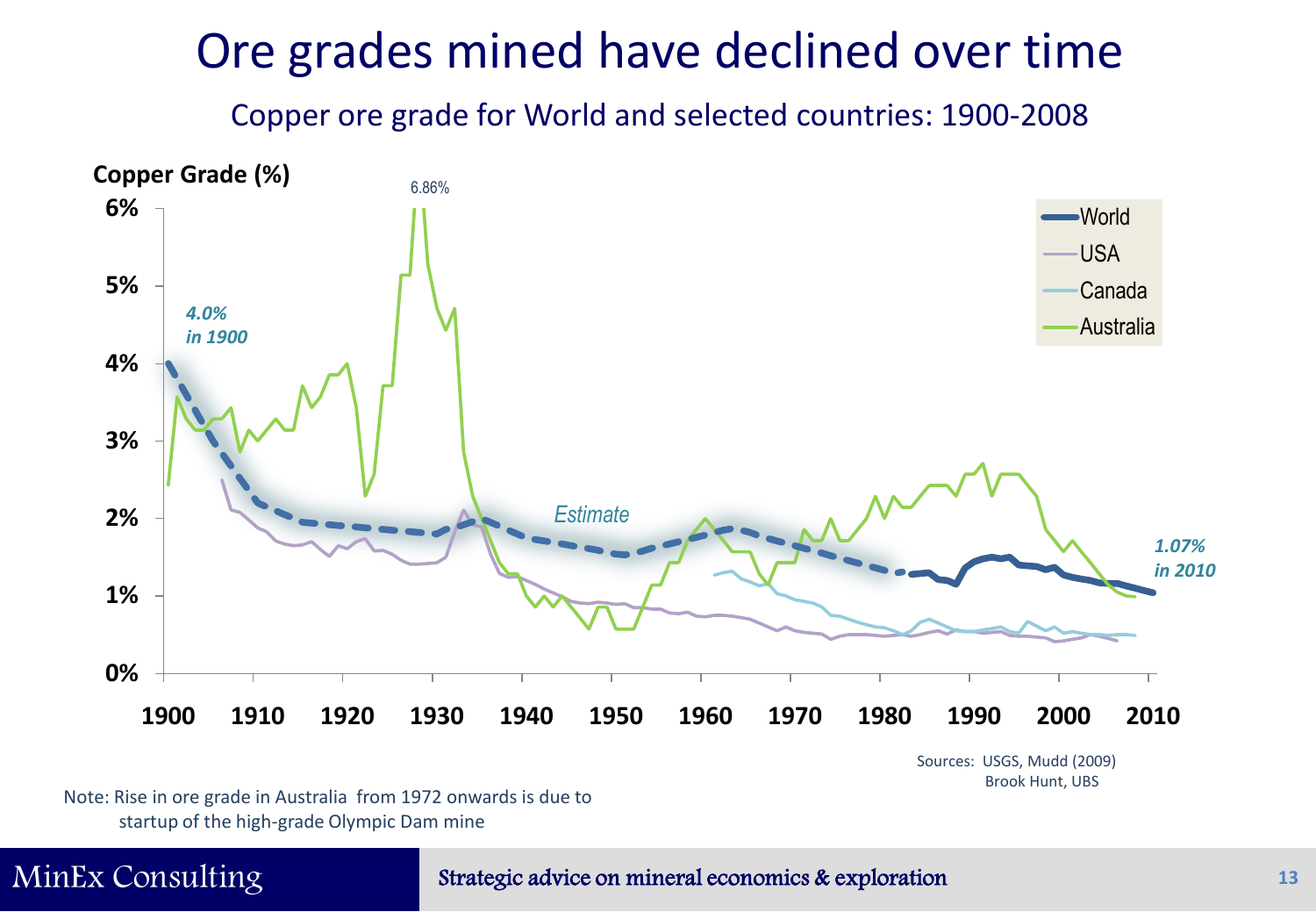# Ore grades mined have declined over time

Copper ore grade for World and selected countries: 1900-2008

Copper Grade (%)

6.86%

*4.0% in 1900*

*Estimate*

*1.07% in 2010*

World

USA

Canada

Australia

Sources: USGS, Mudd (2009) Brook Hunt, UBS

Note: Rise in ore grade in Australia from 1972 onwards is due to startup of the high-grade Olympic Dam mine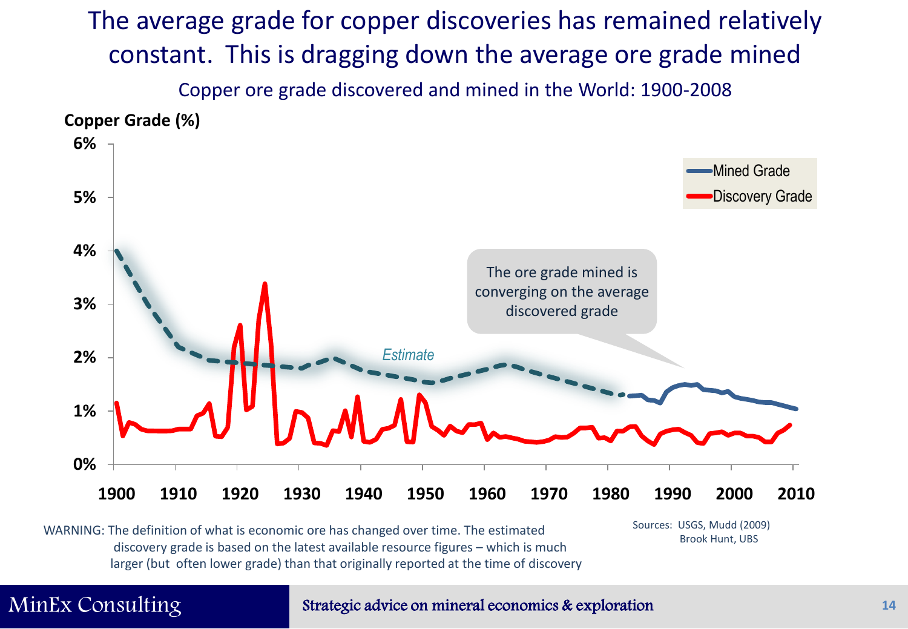# The average grade for copper discoveries has remained relatively constant. This is dragging down the average ore grade mined

## Copper ore grade discovered and mined in the World: 1900-2008

**Copper Grade (%)**

6%
5%
4%
3%
2%
1%
0%

1900 1910 1920 1930 1940 1950 1960 1970 1980 1990 2000 2010

Mined Grade

Discovery Grade

*Estimate*

The ore grade mined is converging on the average discovered grade

WARNING: The definition of what is economic ore has changed over time. The estimated discovery grade is based on the latest available resource figures – which is much larger (but often lower grade) than that originally reported at the time of discovery

Sources: USGS, Mudd (2009)
Brook Hunt, UBS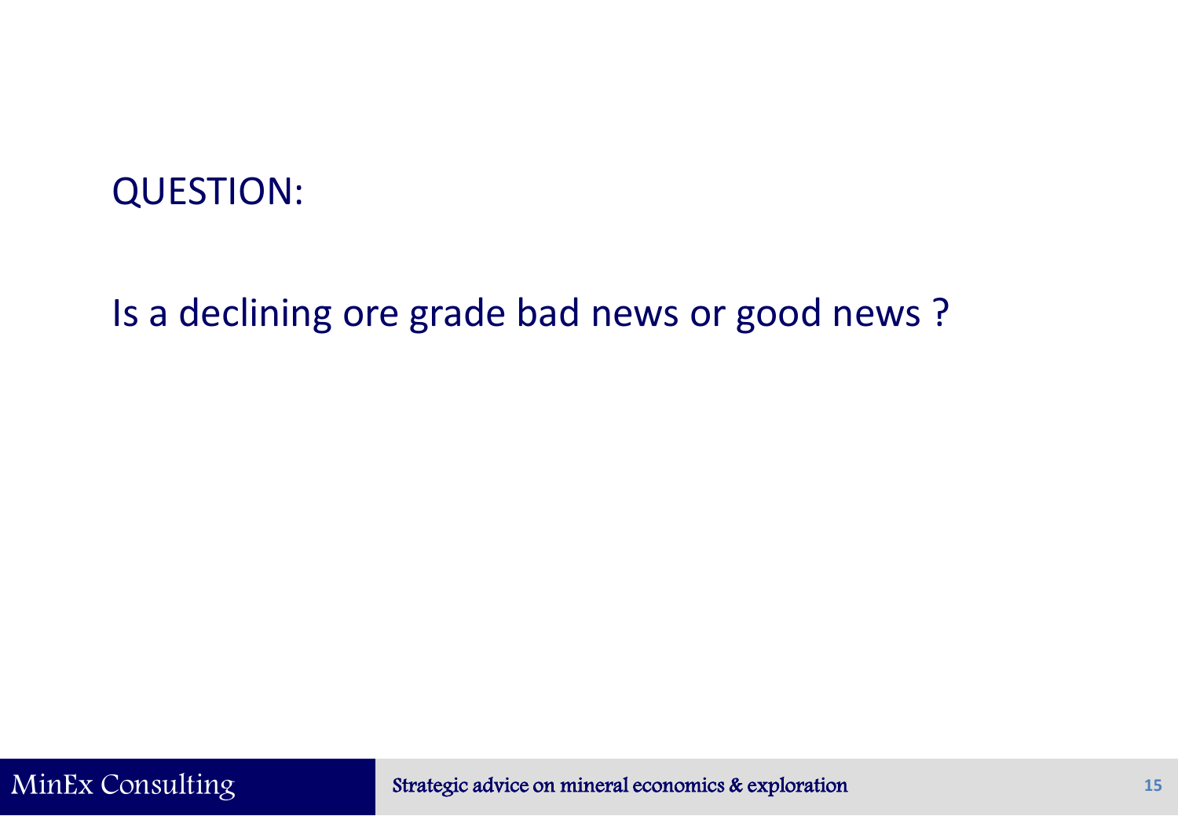QUESTION:

Is a declining ore grade bad news or good news ?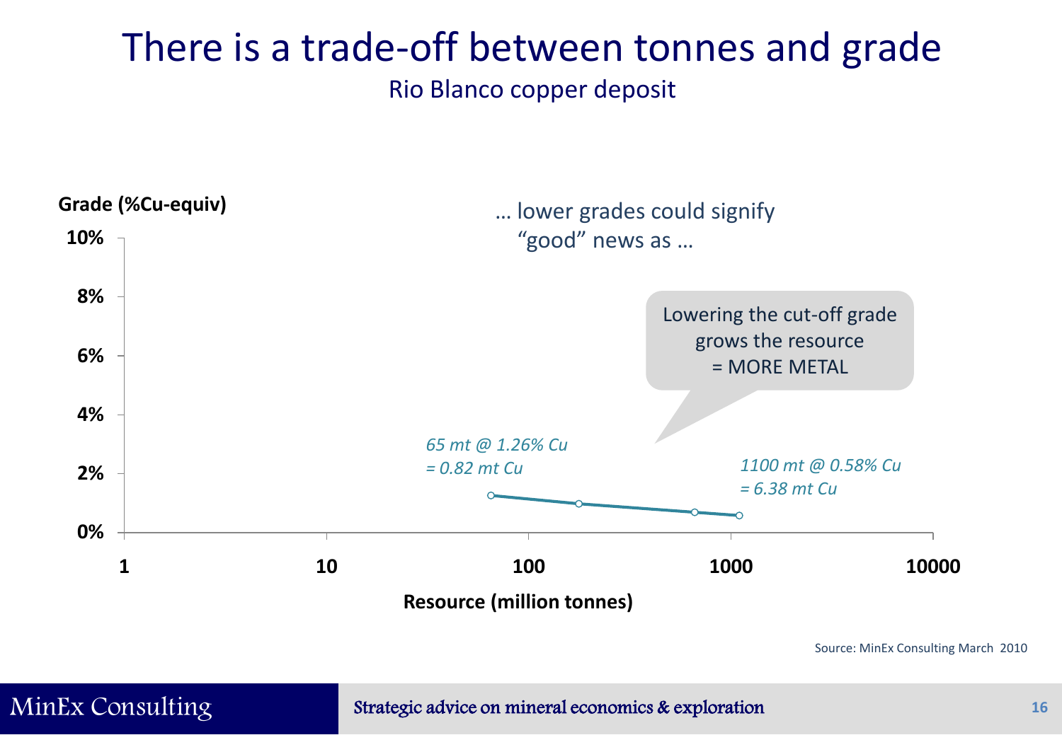# There is a trade-off between tonnes and grade

Rio Blanco copper deposit

… lower grades could signify "good" news as …

Lowering the cut-off grade grows the resource = MORE METAL

Grade (%Cu-equiv)

10%

8%

6%

4%

2%

0%

*65 mt @ 1.26% Cu = 0.82 mt Cu*

*1100 mt @ 0.58% Cu = 6.38 mt Cu*

1 10 100 1000 10000

Resource (million tonnes)

Source: MinEx Consulting March 2010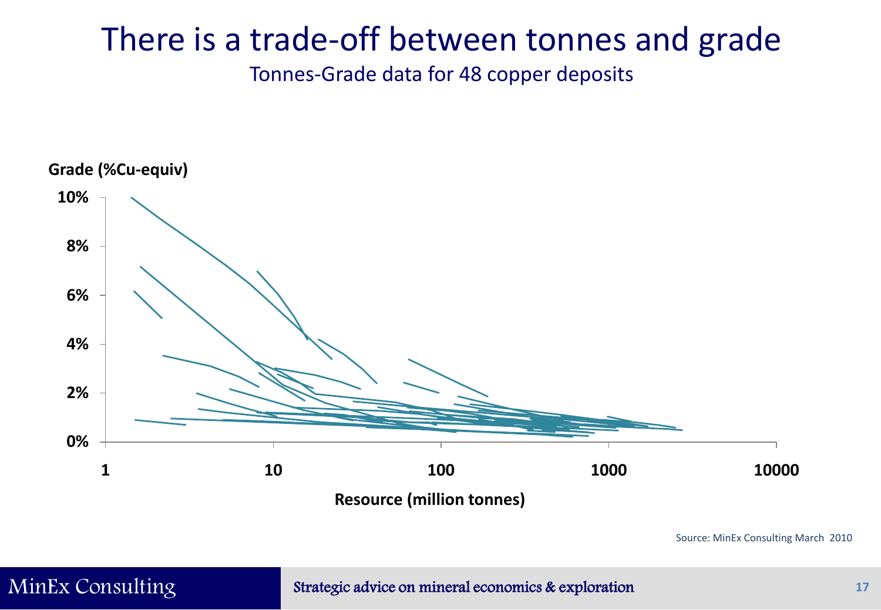# There is a trade-off between tonnes and grade

Tonnes-Grade data for 48 copper deposits

Grade (%Cu-equiv)

10%
8%
6%
4%
2%
0%

1 10 100 1000 10000

Resource (million tonnes)

Source: MinEx Consulting March 2010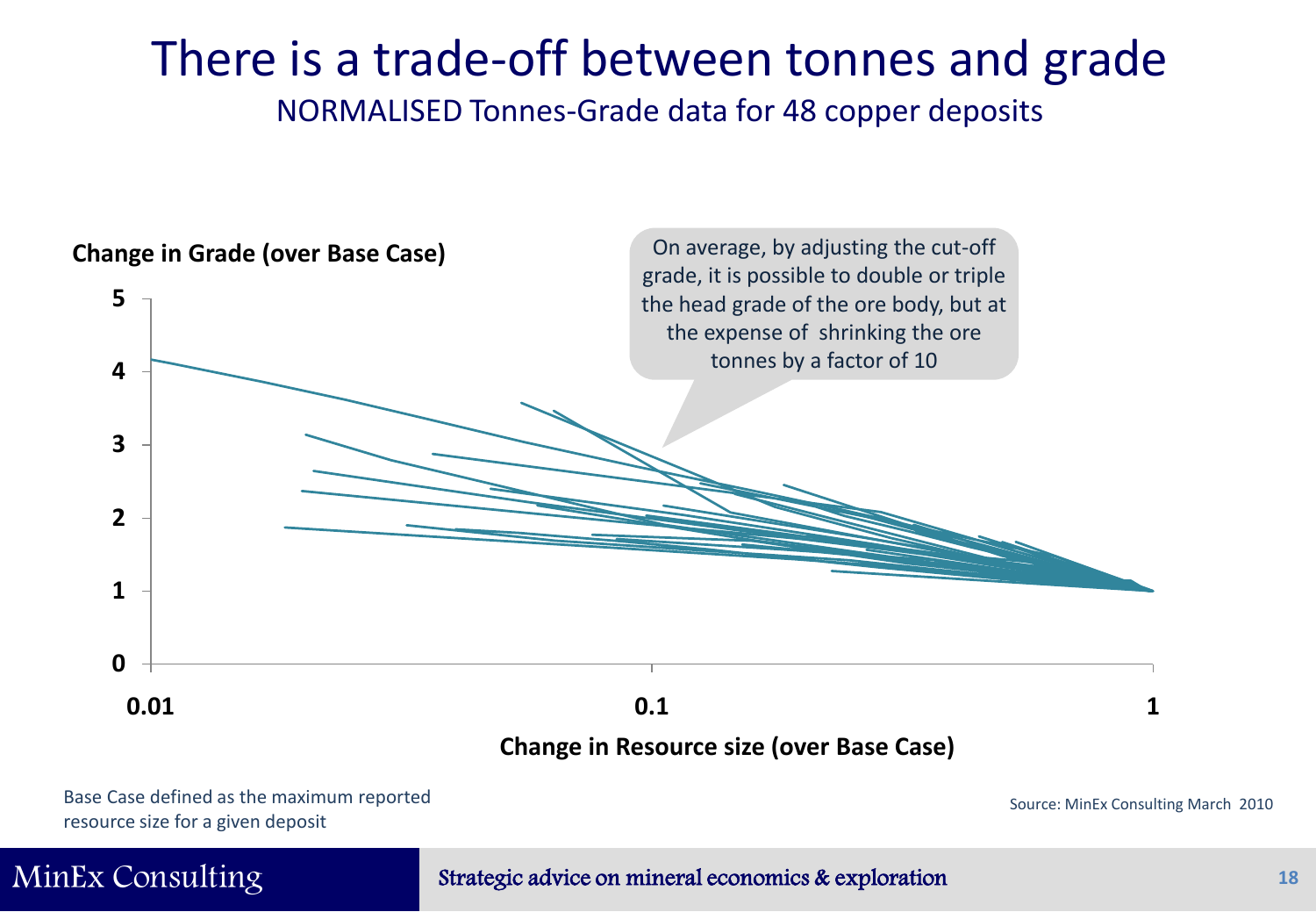# There is a trade-off between tonnes and grade

NORMALISED Tonnes-Grade data for 48 copper deposits

**Change in Grade (over Base Case)**

On average, by adjusting the cut-off grade, it is possible to double or triple the head grade of the ore body, but at the expense of shrinking the ore tonnes by a factor of 10

**Change in Resource size (over Base Case)**

Base Case defined as the maximum reported resource size for a given deposit

Source: MinEx Consulting March 2010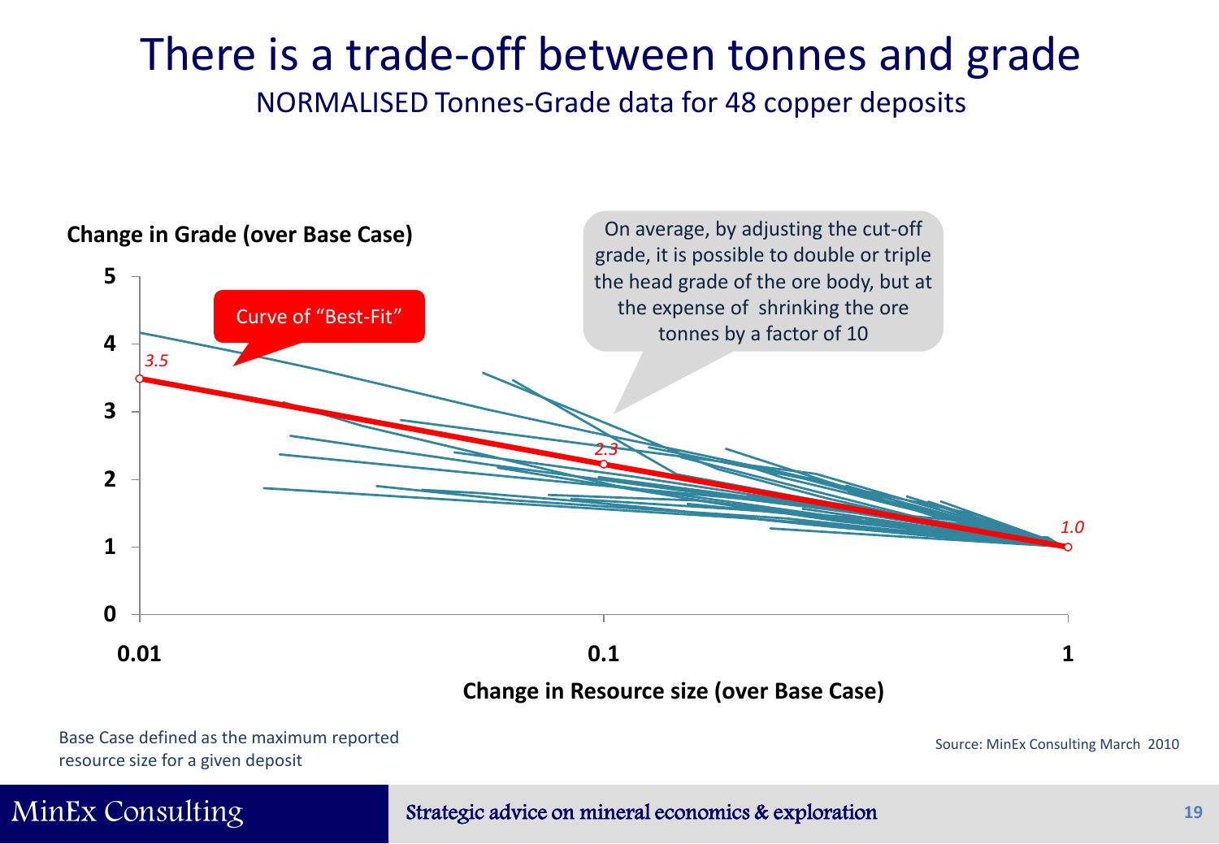# There is a trade-off between tonnes and grade

NORMALISED Tonnes-Grade data for 48 copper deposits

**Change in Grade (over Base Case)**

Curve of "Best-Fit"

On average, by adjusting the cut-off grade, it is possible to double or triple the head grade of the ore body, but at the expense of shrinking the ore tonnes by a factor of 10

3.5

2.3

1.0

**Change in Resource size (over Base Case)**

Base Case defined as the maximum reported resource size for a given deposit

Source: MinEx Consulting March 2010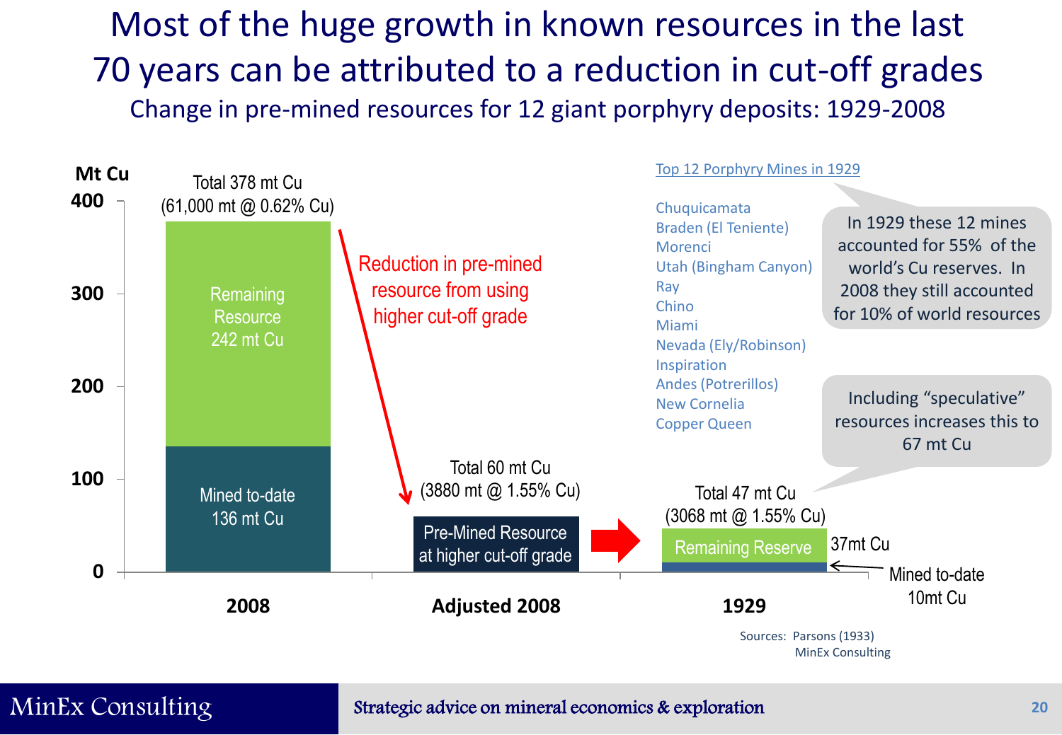# Most of the huge growth in known resources in the last 70 years can be attributed to a reduction in cut-off grades

## Change in pre-mined resources for 12 giant porphyry deposits: 1929-2008

Mt Cu

| | 2008 | Adjusted 2008 | 1929 |
|---|---|---|---|
| Total | Total 378 mt Cu (61,000 mt @ 0.62% Cu) | Total 60 mt Cu (3880 mt @ 1.55% Cu) | Total 47 mt Cu (3068 mt @ 1.55% Cu) |
| Remaining | Remaining Resource 242 mt Cu | Pre-Mined Resource at higher cut-off grade | Remaining Reserve 37mt Cu |
| Mined to-date | Mined to-date 136 mt Cu | | Mined to-date 10mt Cu |

Reduction in pre-mined resource from using higher cut-off grade

Top 12 Porphyry Mines in 1929

- Chuquicamata
- Braden (El Teniente)
- Morenci
- Utah (Bingham Canyon)
- Ray
- Chino
- Miami
- Nevada (Ely/Robinson)
- Inspiration
- Andes (Potrerillos)
- New Cornelia
- Copper Queen

In 1929 these 12 mines accounted for 55% of the world's Cu reserves. In 2008 they still accounted for 10% of world resources

Including "speculative" resources increases this to 67 mt Cu

Sources: Parsons (1933)
MinEx Consulting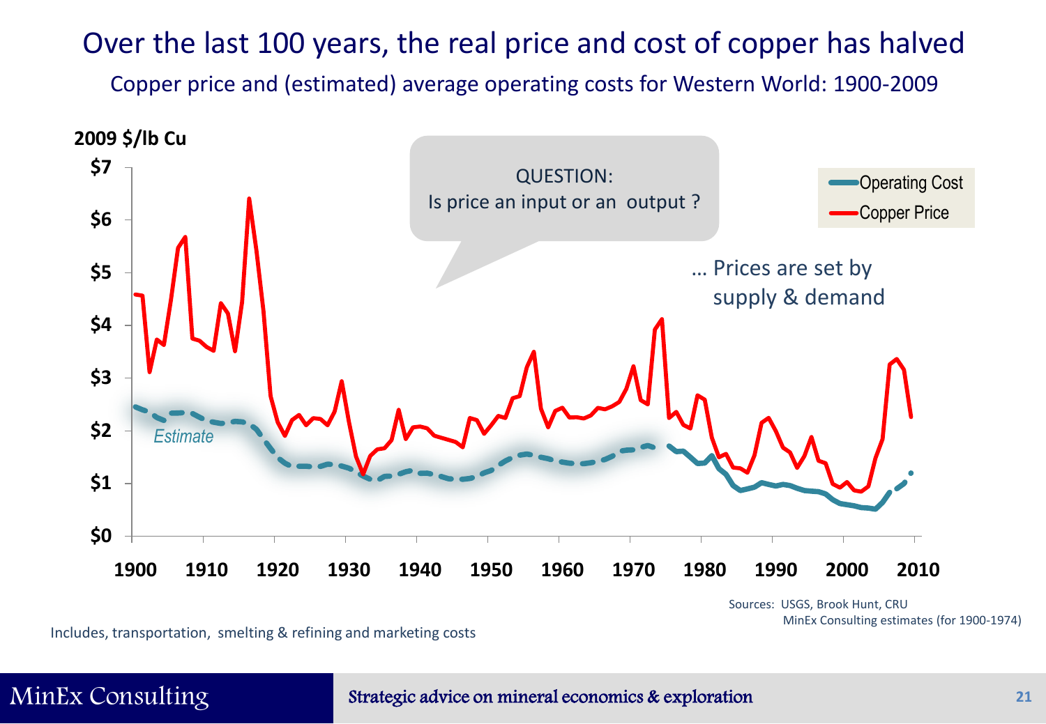# Over the last 100 years, the real price and cost of copper has halved

## Copper price and (estimated) average operating costs for Western World: 1900-2009

2009 $/lb Cu

QUESTION:
Is price an input or an output ?

… Prices are set by supply & demand

Operating Cost
Copper Price

Estimate

Sources: USGS, Brook Hunt, CRU
MinEx Consulting estimates (for 1900-1974)

Includes, transportation, smelting & refining and marketing costs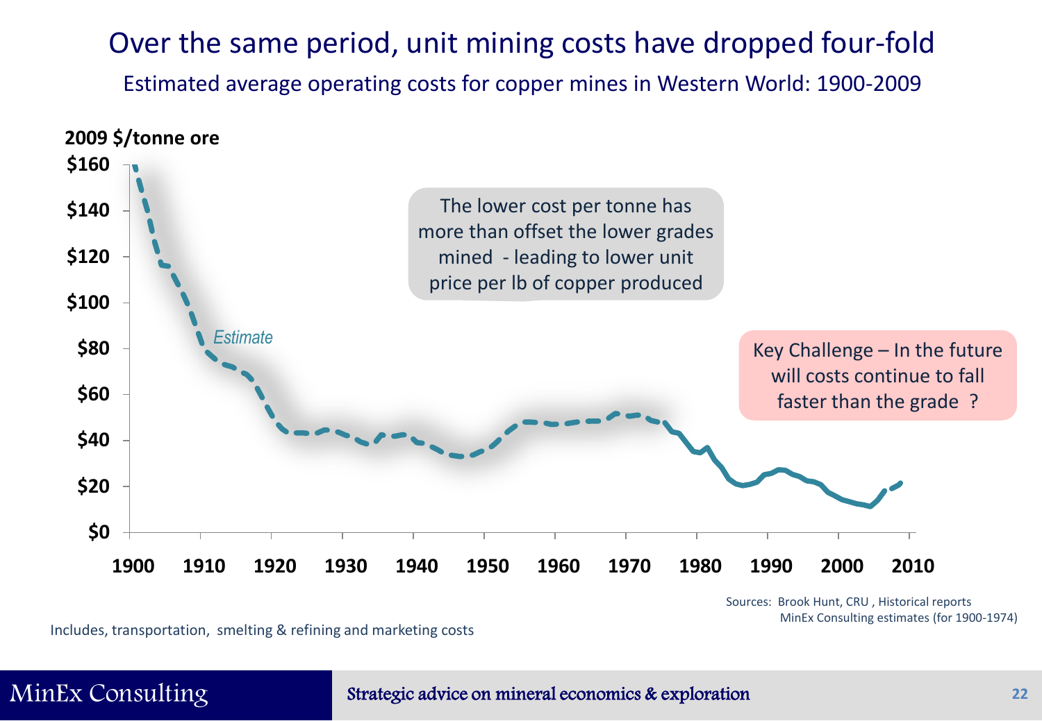# Over the same period, unit mining costs have dropped four-fold

## Estimated average operating costs for copper mines in Western World: 1900-2009

**2009 $/tonne ore**

*Estimate*

The lower cost per tonne has more than offset the lower grades mined - leading to lower unit price per lb of copper produced

Key Challenge – In the future will costs continue to fall faster than the grade ?

Sources: Brook Hunt, CRU , Historical reports
MinEx Consulting estimates (for 1900-1974)

Includes, transportation, smelting & refining and marketing costs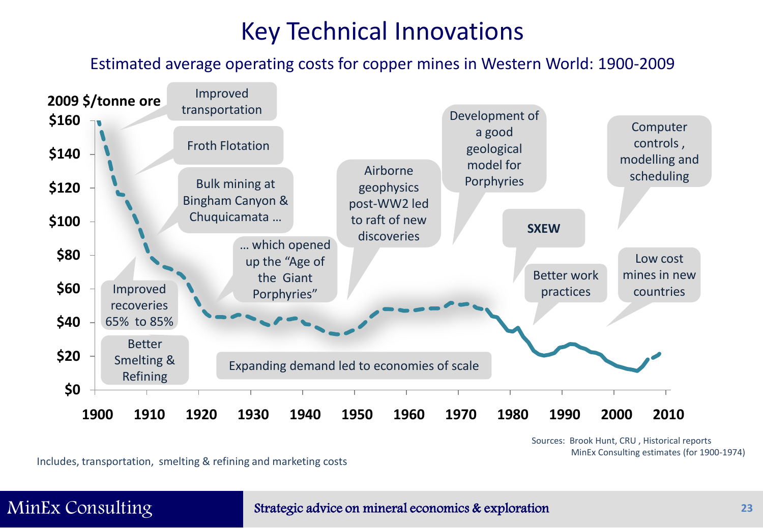# Key Technical Innovations

Estimated average operating costs for copper mines in Western World: 1900-2009

2009 $/tonne ore

- Improved transportation
- Froth Flotation
- Bulk mining at Bingham Canyon & Chuquicamata …
- … which opened up the "Age of the Giant Porphyries"
- Improved recoveries 65% to 85%
- Better Smelting & Refining
- Airborne geophysics post-WW2 led to raft of new discoveries
- Development of a good geological model for Porphyries
- Expanding demand led to economies of scale
- **SXEW**
- Better work practices
- Computer controls, modelling and scheduling
- Low cost mines in new countries

Y-axis: $0, $20, $40, $60, $80, $100, $120, $140, $160

X-axis: 1900, 1910, 1920, 1930, 1940, 1950, 1960, 1970, 1980, 1990, 2000, 2010

Includes, transportation, smelting & refining and marketing costs

Sources: Brook Hunt, CRU, Historical reports
MinEx Consulting estimates (for 1900-1974)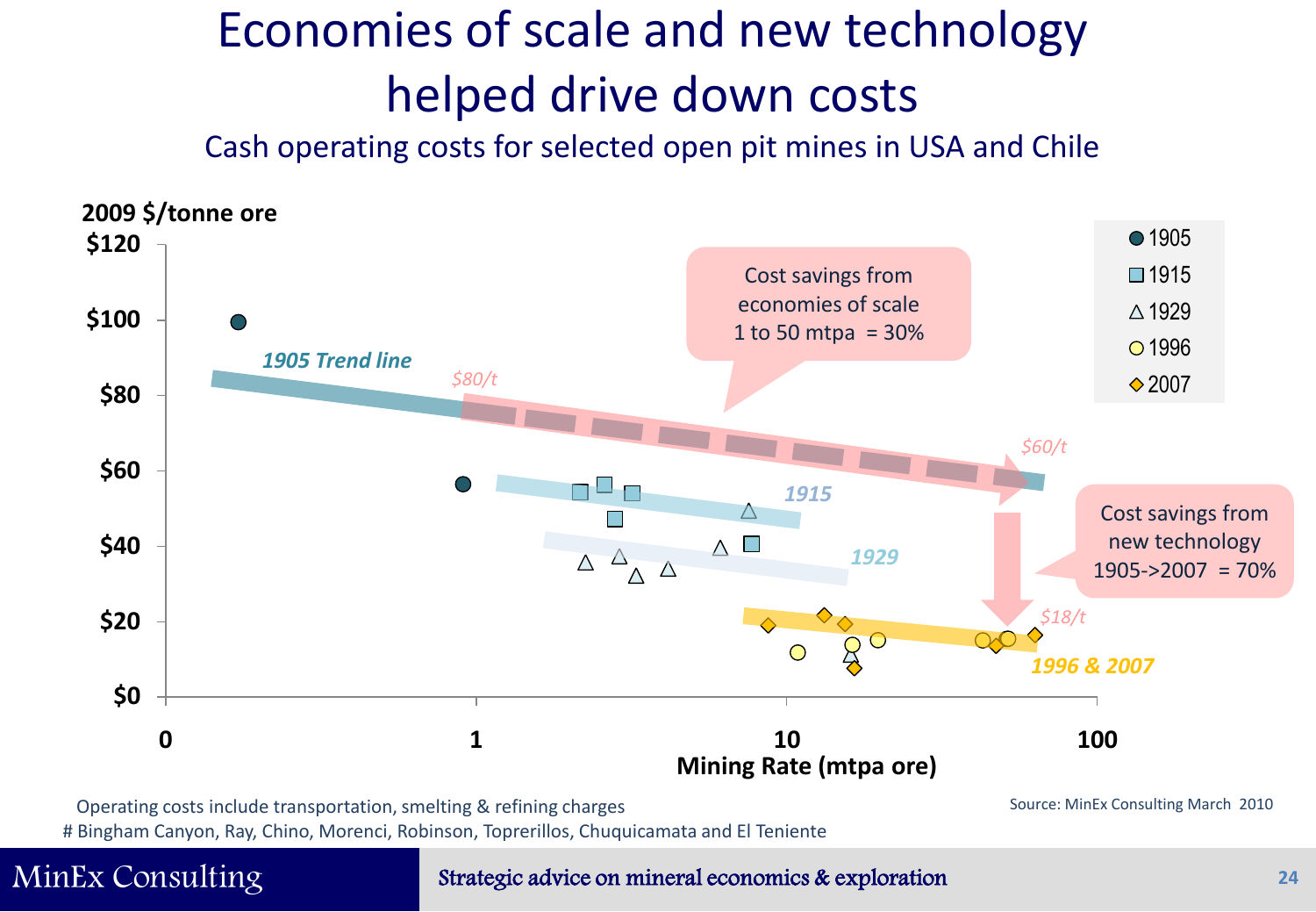# Economies of scale and new technology helped drive down costs

## Cash operating costs for selected open pit mines in USA and Chile

2009 $/tonne ore

Legend: 1905, 1915, 1929, 1996, 2007

*1905 Trend line*

*$80/t*

Cost savings from economies of scale 1 to 50 mtpa = 30%

*$60/t*

*1915*

*1929*

Cost savings from new technology 1905->2007 = 70%

*$18/t*

*1996 & 2007*

Mining Rate (mtpa ore)

Operating costs include transportation, smelting & refining charges

# Bingham Canyon, Ray, Chino, Morenci, Robinson, Toprerillos, Chuquicamata and El Teniente

Source: MinEx Consulting March 2010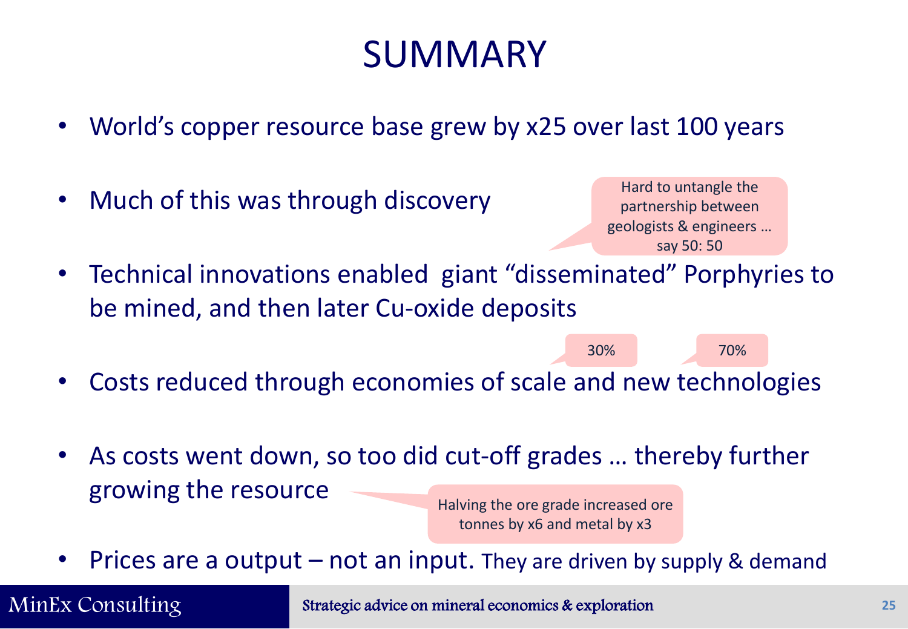# SUMMARY

- World's copper resource base grew by x25 over last 100 years
- Much of this was through discovery

  Hard to untangle the partnership between geologists & engineers … say 50: 50

- Technical innovations enabled giant "disseminated" Porphyries to be mined, and then later Cu-oxide deposits
- Costs reduced through economies of scale and new technologies

  30% (economies of scale) / 70% (new technologies)

- As costs went down, so too did cut-off grades … thereby further growing the resource

  Halving the ore grade increased ore tonnes by x6 and metal by x3

- Prices are a output – not an input. They are driven by supply & demand

MinEx Consulting — Strategic advice on mineral economics & exploration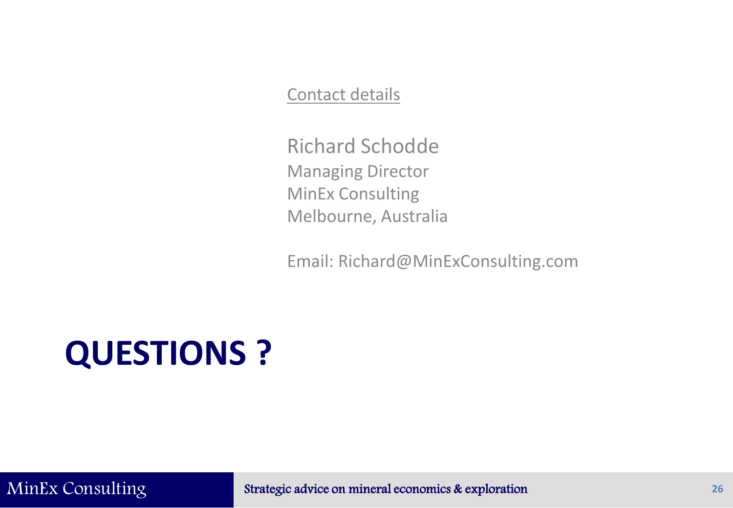Contact details

Richard Schodde
Managing Director
MinEx Consulting
Melbourne, Australia

Email: Richard@MinExConsulting.com

# QUESTIONS ?